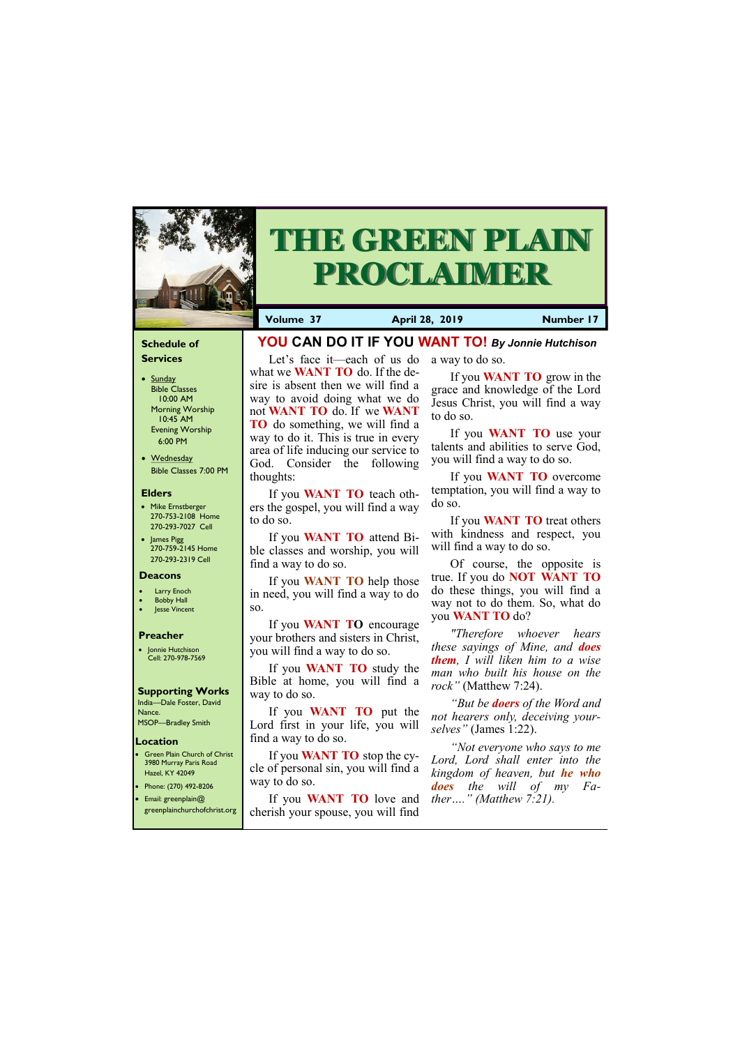# THE GREEN PLAIN PROCLAIMER

**Volume 37** | **April 28, 2019** | **Number 17**

## YOU CAN DO IT IF YOU WANT TO! *By Jonnie Hutchison*

Let's face it—each of us do what we **WANT TO** do. If the desire is absent then we will find a way to avoid doing what we do not **WANT TO** do. If we **WANT TO** do something, we will find a way to do it. This is true in every area of life inducing our service to God. Consider the following thoughts:

If you **WANT TO** teach others the gospel, you will find a way to do so.

If you **WANT TO** attend Bible classes and worship, you will find a way to do so.

If you **WANT TO** help those in need, you will find a way to do so.

If you **WANT TO** encourage your brothers and sisters in Christ, you will find a way to do so.

If you **WANT TO** study the Bible at home, you will find a way to do so.

If you **WANT TO** put the Lord first in your life, you will find a way to do so.

If you **WANT TO** stop the cycle of personal sin, you will find a way to do so.

If you **WANT TO** love and cherish your spouse, you will find a way to do so.

If you **WANT TO** grow in the grace and knowledge of the Lord Jesus Christ, you will find a way to do so.

If you **WANT TO** use your talents and abilities to serve God, you will find a way to do so.

If you **WANT TO** overcome temptation, you will find a way to do so.

If you **WANT TO** treat others with kindness and respect, you will find a way to do so.

Of course, the opposite is true. If you do **NOT WANT TO** do these things, you will find a way not to do them. So, what do you **WANT TO** do?

*"Therefore whoever hears these sayings of Mine, and* ***does them****, I will liken him to a wise man who built his house on the rock"* (Matthew 7:24).

*"But be* ***doers*** *of the Word and not hearers only, deceiving yourselves"* (James 1:22).

*"Not everyone who says to me Lord, Lord shall enter into the kingdom of heaven, but* ***he who does*** *the will of my Father…." (Matthew 7:21).*

---

### Schedule of Services

- Sunday
  - Bible Classes 10:00 AM
  - Morning Worship 10:45 AM
  - Evening Worship 6:00 PM
- Wednesday
  - Bible Classes 7:00 PM

### Elders

- Mike Ernstberger 270-753-2108 Home 270-293-7027 Cell
- James Pigg 270-759-2145 Home 270-293-2319 Cell

### Deacons

- Larry Enoch
- Bobby Hall
- Jesse Vincent

### Preacher

- Jonnie Hutchison Cell: 270-978-7569

### Supporting Works

India—Dale Foster, David Nance.
MSOP—Bradley Smith

### Location

- Green Plain Church of Christ 3980 Murray Paris Road Hazel, KY 42049
- Phone: (270) 492-8206
- Email: greenplain@greenplainchurchofchrist.org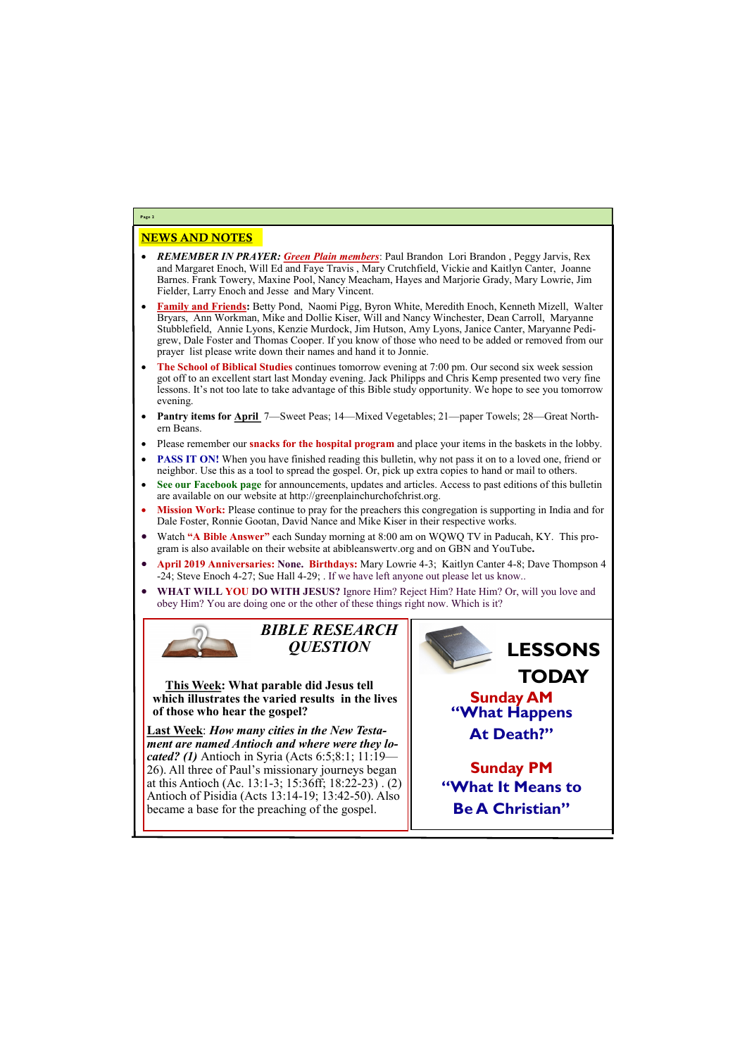## NEWS AND NOTES

- ***REMEMBER IN PRAYER:*** ***Green Plain members***: Paul Brandon Lori Brandon , Peggy Jarvis, Rex and Margaret Enoch, Will Ed and Faye Travis , Mary Crutchfield, Vickie and Kaitlyn Canter, Joanne Barnes. Frank Towery, Maxine Pool, Nancy Meacham, Hayes and Marjorie Grady, Mary Lowrie, Jim Fielder, Larry Enoch and Jesse and Mary Vincent.
- **Family and Friends:** Betty Pond, Naomi Pigg, Byron White, Meredith Enoch, Kenneth Mizell, Walter Bryars, Ann Workman, Mike and Dollie Kiser, Will and Nancy Winchester, Dean Carroll, Maryanne Stubblefield, Annie Lyons, Kenzie Murdock, Jim Hutson, Amy Lyons, Janice Canter, Maryanne Pedigrew, Dale Foster and Thomas Cooper. If you know of those who need to be added or removed from our prayer list please write down their names and hand it to Jonnie.
- **The School of Biblical Studies** continues tomorrow evening at 7:00 pm. Our second six week session got off to an excellent start last Monday evening. Jack Philipps and Chris Kemp presented two very fine lessons. It's not too late to take advantage of this Bible study opportunity. We hope to see you tomorrow evening.
- **Pantry items for April** 7—Sweet Peas; 14—Mixed Vegetables; 21—paper Towels; 28—Great Northern Beans.
- Please remember our **snacks for the hospital program** and place your items in the baskets in the lobby.
- **PASS IT ON!** When you have finished reading this bulletin, why not pass it on to a loved one, friend or neighbor. Use this as a tool to spread the gospel. Or, pick up extra copies to hand or mail to others.
- **See our Facebook page** for announcements, updates and articles. Access to past editions of this bulletin are available on our website at http://greenplainchurchofchrist.org.
- **Mission Work:** Please continue to pray for the preachers this congregation is supporting in India and for Dale Foster, Ronnie Gootan, David Nance and Mike Kiser in their respective works.
- Watch **"A Bible Answer"** each Sunday morning at 8:00 am on WQWQ TV in Paducah, KY. This program is also available on their website at abibleanswertv.org and on GBN and YouTube**.**
- **April 2019 Anniversaries: None. Birthdays:** Mary Lowrie 4-3; Kaitlyn Canter 4-8; Dave Thompson 4-24; Steve Enoch 4-27; Sue Hall 4-29; . If we have left anyone out please let us know..
- **WHAT WILL YOU DO WITH JESUS?** Ignore Him? Reject Him? Hate Him? Or, will you love and obey Him? You are doing one or the other of these things right now. Which is it?

### *BIBLE RESEARCH QUESTION*

**This Week: What parable did Jesus tell which illustrates the varied results in the lives of those who hear the gospel?**

**Last Week**: ***How many cities in the New Testament are named Antioch and where were they located? (1)*** Antioch in Syria (Acts 6:5;8:1; 11:19—26). All three of Paul's missionary journeys began at this Antioch (Ac. 13:1-3; 15:36ff; 18:22-23) . (2) Antioch of Pisidia (Acts 13:14-19; 13:42-50). Also became a base for the preaching of the gospel.

### LESSONS TODAY

**Sunday AM**
**"What Happens At Death?"**

**Sunday PM**
**"What It Means to Be A Christian"**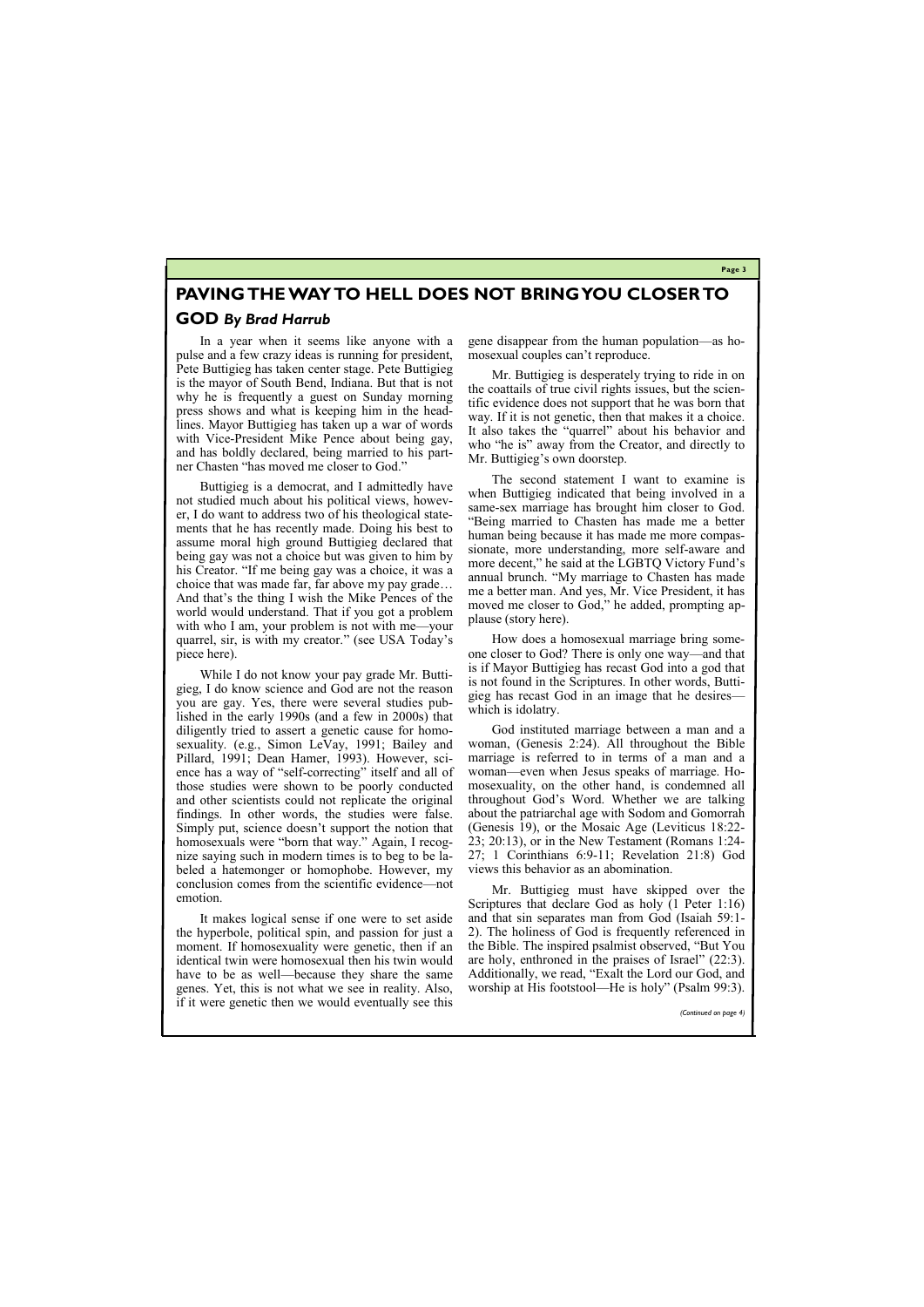# PAVING THE WAY TO HELL DOES NOT BRING YOU CLOSER TO GOD *By Brad Harrub*

In a year when it seems like anyone with a pulse and a few crazy ideas is running for president, Pete Buttigieg has taken center stage. Pete Buttigieg is the mayor of South Bend, Indiana. But that is not why he is frequently a guest on Sunday morning press shows and what is keeping him in the headlines. Mayor Buttigieg has taken up a war of words with Vice-President Mike Pence about being gay, and has boldly declared, being married to his partner Chasten "has moved me closer to God."

Buttigieg is a democrat, and I admittedly have not studied much about his political views, however, I do want to address two of his theological statements that he has recently made. Doing his best to assume moral high ground Buttigieg declared that being gay was not a choice but was given to him by his Creator. "If me being gay was a choice, it was a choice that was made far, far above my pay grade… And that's the thing I wish the Mike Pences of the world would understand. That if you got a problem with who I am, your problem is not with me—your quarrel, sir, is with my creator." (see USA Today's piece here).

While I do not know your pay grade Mr. Buttigieg, I do know science and God are not the reason you are gay. Yes, there were several studies published in the early 1990s (and a few in 2000s) that diligently tried to assert a genetic cause for homosexuality. (e.g., Simon LeVay, 1991; Bailey and Pillard, 1991; Dean Hamer, 1993). However, science has a way of "self-correcting" itself and all of those studies were shown to be poorly conducted and other scientists could not replicate the original findings. In other words, the studies were false. Simply put, science doesn't support the notion that homosexuals were "born that way." Again, I recognize saying such in modern times is to beg to be labeled a hatemonger or homophobe. However, my conclusion comes from the scientific evidence—not emotion.

It makes logical sense if one were to set aside the hyperbole, political spin, and passion for just a moment. If homosexuality were genetic, then if an identical twin were homosexual then his twin would have to be as well—because they share the same genes. Yet, this is not what we see in reality. Also, if it were genetic then we would eventually see this gene disappear from the human population—as homosexual couples can't reproduce.

Mr. Buttigieg is desperately trying to ride in on the coattails of true civil rights issues, but the scientific evidence does not support that he was born that way. If it is not genetic, then that makes it a choice. It also takes the "quarrel" about his behavior and who "he is" away from the Creator, and directly to Mr. Buttigieg's own doorstep.

The second statement I want to examine is when Buttigieg indicated that being involved in a same-sex marriage has brought him closer to God. "Being married to Chasten has made me a better human being because it has made me more compassionate, more understanding, more self-aware and more decent," he said at the LGBTQ Victory Fund's annual brunch. "My marriage to Chasten has made me a better man. And yes, Mr. Vice President, it has moved me closer to God," he added, prompting applause (story here).

How does a homosexual marriage bring someone closer to God? There is only one way—and that is if Mayor Buttigieg has recast God into a god that is not found in the Scriptures. In other words, Buttigieg has recast God in an image that he desires—which is idolatry.

God instituted marriage between a man and a woman, (Genesis 2:24). All throughout the Bible marriage is referred to in terms of a man and a woman—even when Jesus speaks of marriage. Homosexuality, on the other hand, is condemned all throughout God's Word. Whether we are talking about the patriarchal age with Sodom and Gomorrah (Genesis 19), or the Mosaic Age (Leviticus 18:22-23; 20:13), or in the New Testament (Romans 1:24-27; 1 Corinthians 6:9-11; Revelation 21:8) God views this behavior as an abomination.

Mr. Buttigieg must have skipped over the Scriptures that declare God as holy (1 Peter 1:16) and that sin separates man from God (Isaiah 59:1-2). The holiness of God is frequently referenced in the Bible. The inspired psalmist observed, "But You are holy, enthroned in the praises of Israel" (22:3). Additionally, we read, "Exalt the Lord our God, and worship at His footstool—He is holy" (Psalm 99:3).

*(Continued on page 4)*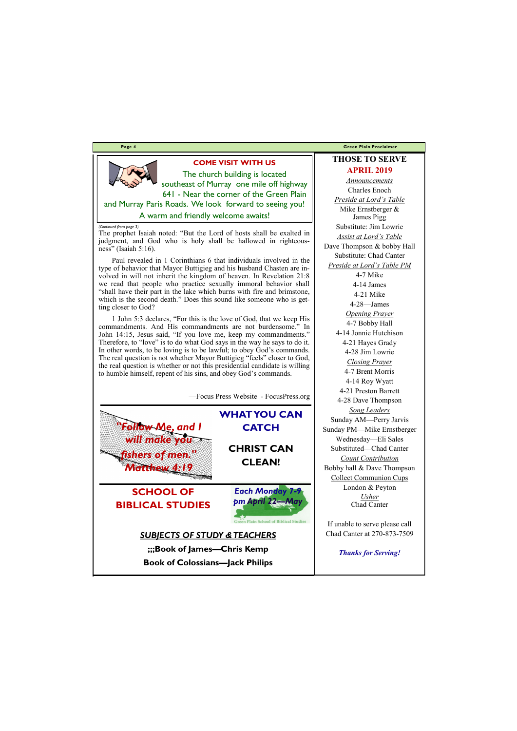## COME VISIT WITH US

The church building is located southeast of Murray one mile off highway 641 - Near the corner of the Green Plain and Murray Paris Roads. We look forward to seeing you! A warm and friendly welcome awaits!

*(Continued from page 3)*

The prophet Isaiah noted: "But the Lord of hosts shall be exalted in judgment, and God who is holy shall be hallowed in righteousness" (Isaiah 5:16).

Paul revealed in 1 Corinthians 6 that individuals involved in the type of behavior that Mayor Buttigieg and his husband Chasten are involved in will not inherit the kingdom of heaven. In Revelation 21:8 we read that people who practice sexually immoral behavior shall "shall have their part in the lake which burns with fire and brimstone, which is the second death." Does this sound like someone who is getting closer to God?

1 John 5:3 declares, "For this is the love of God, that we keep His commandments. And His commandments are not burdensome." In John 14:15, Jesus said, "If you love me, keep my commandments." Therefore, to "love" is to do what God says in the way he says to do it. In other words, to be loving is to be lawful; to obey God's commands. The real question is not whether Mayor Buttigieg "feels" closer to God, the real question is whether or not this presidential candidate is willing to humble himself, repent of his sins, and obey God's commands.

—Focus Press Website - FocusPress.org

*"Follow Me, and I will make you fishers of men." Matthew 4:19*

## WHAT YOU CAN CATCH

## CHRIST CAN CLEAN!

## SCHOOL OF BIBLICAL STUDIES

*Each Monday 7-9 pm April 22—May*

Green Plain School of Biblical Studies

***SUBJECTS OF STUDY & TEACHERS***

**;;;Book of James—Chris Kemp**

**Book of Colossians—Jack Philips**

## THOSE TO SERVE
## APRIL 2019

*Announcements*
Charles Enoch

*Preside at Lord's Table*
Mike Ernstberger & James Pigg
Substitute: Jim Lowrie

*Assist at Lord's Table*
Dave Thompson & bobby Hall
Substitute: Chad Canter

*Preside at Lord's Table PM*
4-7 Mike
4-14 James
4-21 Mike
4-28—James

*Opening Prayer*
4-7 Bobby Hall
4-14 Jonnie Hutchison
4-21 Hayes Grady
4-28 Jim Lowrie

*Closing Prayer*
4-7 Brent Morris
4-14 Roy Wyatt
4-21 Preston Barrett
4-28 Dave Thompson

*Song Leaders*
Sunday AM—Perry Jarvis
Sunday PM—Mike Ernstberger
Wednesday—Eli Sales
Substituted—Chad Canter

*Count Contribution*
Bobby hall & Dave Thompson

Collect Communion Cups
London & Peyton

*Usher*
Chad Canter

If unable to serve please call Chad Canter at 270-873-7509

***Thanks for Serving!***